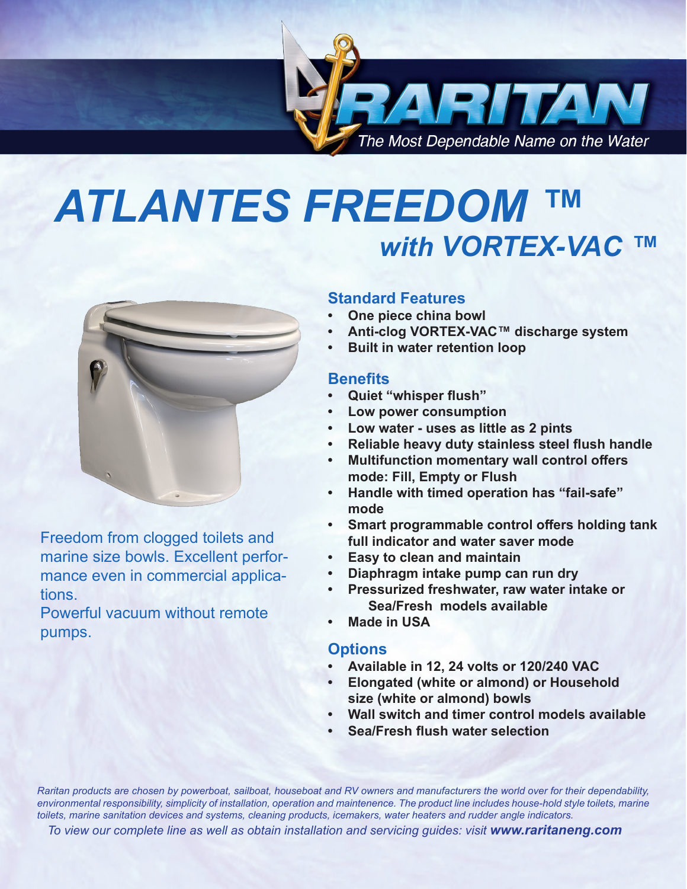RARITAN

*The Most Dependable Name on the Water*

# *ATLANTES FREEDOM ™*

## *with VORTEX-VAC ™*

Freedom from clogged toilets and marine size bowls. Excellent performance even in commercial applications.

Powerful vacuum without remote pumps.

### Standard Features

- **One piece china bowl**
- **Anti-clog VORTEX-VAC™ discharge system**
- **Built in water retention loop**

### Benefits

- **Quiet "whisper flush"**
- **Low power consumption**
- **Low water - uses as little as 2 pints**
- **Reliable heavy duty stainless steel flush handle**
- **Multifunction momentary wall control offers mode: Fill, Empty or Flush**
- **Handle with timed operation has "fail-safe" mode**
- **Smart programmable control offers holding tank full indicator and water saver mode**
- **Easy to clean and maintain**
- **Diaphragm intake pump can run dry**
- **Pressurized freshwater, raw water intake or Sea/Fresh models available**
- **Made in USA**

### Options

- **Available in 12, 24 volts or 120/240 VAC**
- **Elongated (white or almond) or Household size (white or almond) bowls**
- **Wall switch and timer control models available**
- **Sea/Fresh flush water selection**

*Raritan products are chosen by powerboat, sailboat, houseboat and RV owners and manufacturers the world over for their dependability, environmental responsibility, simplicity of installation, operation and maintenence. The product line includes house-hold style toilets, marine toilets, marine sanitation devices and systems, cleaning products, icemakers, water heaters and rudder angle indicators.*

*To view our complete line as well as obtain installation and servicing guides: visit **www.raritaneng.com***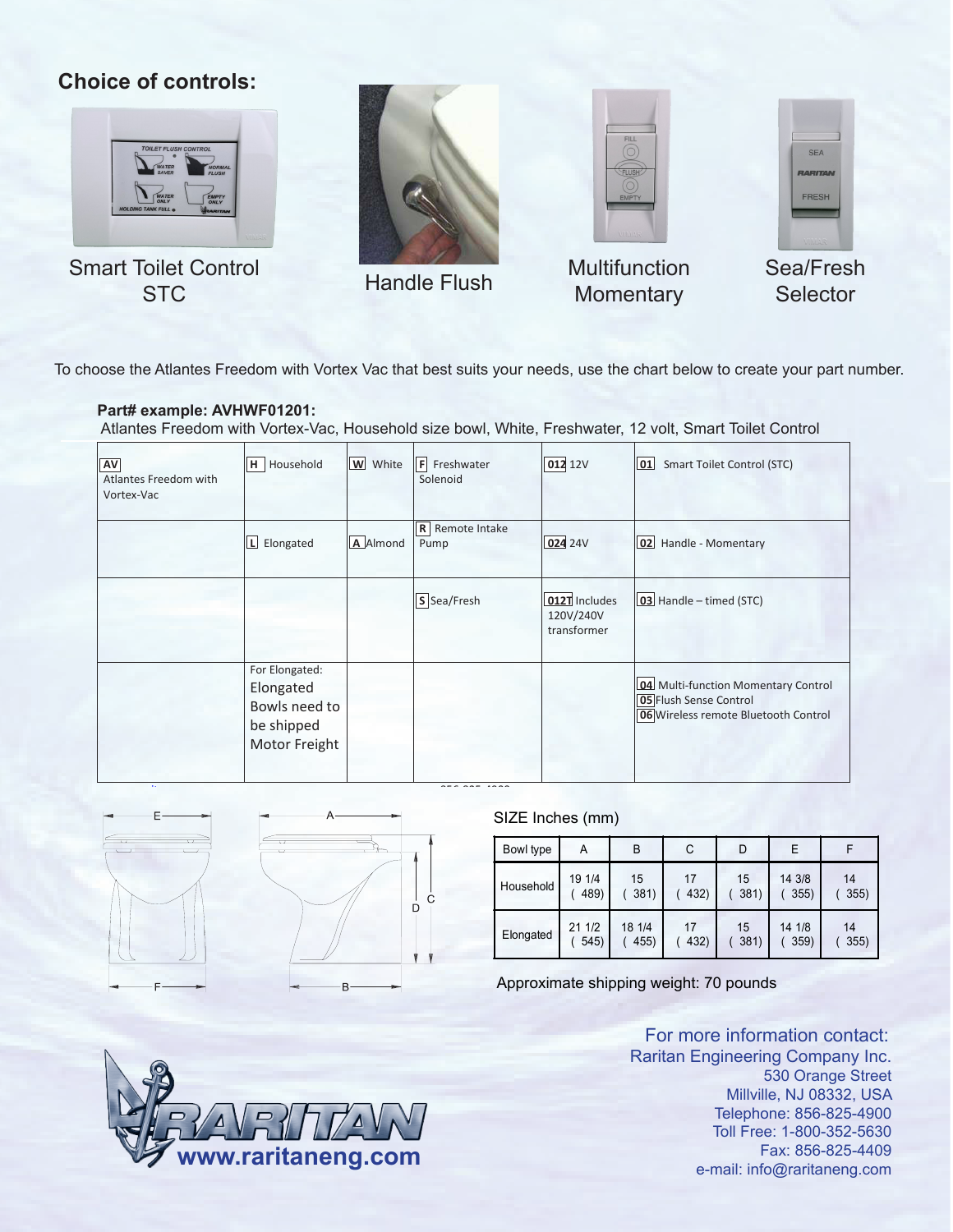## Choice of controls:

Smart Toilet Control STC

Handle Flush

Multifunction Momentary

Sea/Fresh Selector

To choose the Atlantes Freedom with Vortex Vac that best suits your needs, use the chart below to create your part number.

**Part# example: AVHWF01201:**
Atlantes Freedom with Vortex-Vac, Household size bowl, White, Freshwater, 12 volt, Smart Toilet Control

| | | | | | |
|---|---|---|---|---|---|
| AV Atlantes Freedom with Vortex-Vac | H Household | W White | F Freshwater Solenoid | 012 12V | 01 Smart Toilet Control (STC) |
| | L Elongated | A Almond | R Remote Intake Pump | 024 24V | 02 Handle - Momentary |
| | | | S Sea/Fresh | 012T Includes 120V/240V transformer | 03 Handle – timed (STC) |
| | For Elongated: Elongated Bowls need to be shipped Motor Freight | | | | 04 Multi-function Momentary Control<br>05 Flush Sense Control<br>06 Wireless remote Bluetooth Control |

E
F
A
B
C
D

SIZE Inches (mm)

| Bowl type | A | B | C | D | E | F |
|---|---|---|---|---|---|---|
| Household | 19 1/4 ( 489) | 15 ( 381) | 17 ( 432) | 15 ( 381) | 14 3/8 ( 355) | 14 ( 355) |
| Elongated | 21 1/2 ( 545) | 18 1/4 ( 455) | 17 ( 432) | 15 ( 381) | 14 1/8 ( 359) | 14 ( 355) |

Approximate shipping weight: 70 pounds

For more information contact:
Raritan Engineering Company Inc.
530 Orange Street
Millville, NJ 08332, USA
Telephone: 856-825-4900
Toll Free: 1-800-352-5630
Fax: 856-825-4409
e-mail: info@raritaneng.com

RARITAN
www.raritaneng.com